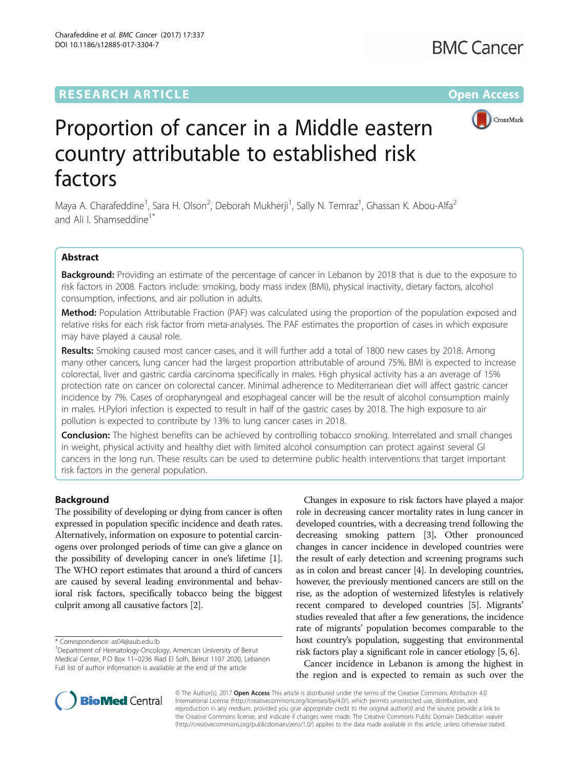RESEARCH ARTICLE

Open Access

# Proportion of cancer in a Middle eastern country attributable to established risk factors

Maya A. Charafeddine[1], Sara H. Olson[2], Deborah Mukherji[1], Sally N. Temraz[1], Ghassan K. Abou-Alfa[2] and Ali I. Shamseddine[1*]

## Abstract

**Background:** Providing an estimate of the percentage of cancer in Lebanon by 2018 that is due to the exposure to risk factors in 2008. Factors include: smoking, body mass index (BMI), physical inactivity, dietary factors, alcohol consumption, infections, and air pollution in adults.

**Method:** Population Attributable Fraction (PAF) was calculated using the proportion of the population exposed and relative risks for each risk factor from meta-analyses. The PAF estimates the proportion of cases in which exposure may have played a causal role.

**Results:** Smoking caused most cancer cases, and it will further add a total of 1800 new cases by 2018. Among many other cancers, lung cancer had the largest proportion attributable of around 75%. BMI is expected to increase colorectal, liver and gastric cardia carcinoma specifically in males. High physical activity has a an average of 15% protection rate on cancer on colorectal cancer. Minimal adherence to Mediterranean diet will affect gastric cancer incidence by 7%. Cases of oropharyngeal and esophageal cancer will be the result of alcohol consumption mainly in males. H.Pylori infection is expected to result in half of the gastric cases by 2018. The high exposure to air pollution is expected to contribute by 13% to lung cancer cases in 2018.

**Conclusion:** The highest benefits can be achieved by controlling tobacco smoking. Interrelated and small changes in weight, physical activity and healthy diet with limited alcohol consumption can protect against several GI cancers in the long run. These results can be used to determine public health interventions that target important risk factors in the general population.

## Background

The possibility of developing or dying from cancer is often expressed in population specific incidence and death rates. Alternatively, information on exposure to potential carcinogens over prolonged periods of time can give a glance on the possibility of developing cancer in one's lifetime [1]. The WHO report estimates that around a third of cancers are caused by several leading environmental and behavioral risk factors, specifically tobacco being the biggest culprit among all causative factors [2].

Changes in exposure to risk factors have played a major role in decreasing cancer mortality rates in lung cancer in developed countries, with a decreasing trend following the decreasing smoking pattern [3]. Other pronounced changes in cancer incidence in developed countries were the result of early detection and screening programs such as in colon and breast cancer [4]. In developing countries, however, the previously mentioned cancers are still on the rise, as the adoption of westernized lifestyles is relatively recent compared to developed countries [5]. Migrants' studies revealed that after a few generations, the incidence rate of migrants' population becomes comparable to the host country's population, suggesting that environmental risk factors play a significant role in cancer etiology [5, 6].

Cancer incidence in Lebanon is among the highest in the region and is expected to remain as such over the

\* Correspondence: as04@aub.edu.lb
[1]Department of Hematology-Oncology, American University of Beirut Medical Center, P.O Box 11–0236 Riad El Solh, Beirut 1107 2020, Lebanon
Full list of author information is available at the end of the article

© The Author(s). 2017 **Open Access** This article is distributed under the terms of the Creative Commons Attribution 4.0 International License (http://creativecommons.org/licenses/by/4.0/), which permits unrestricted use, distribution, and reproduction in any medium, provided you give appropriate credit to the original author(s) and the source, provide a link to the Creative Commons license, and indicate if changes were made. The Creative Commons Public Domain Dedication waiver (http://creativecommons.org/publicdomain/zero/1.0/) applies to the data made available in this article, unless otherwise stated.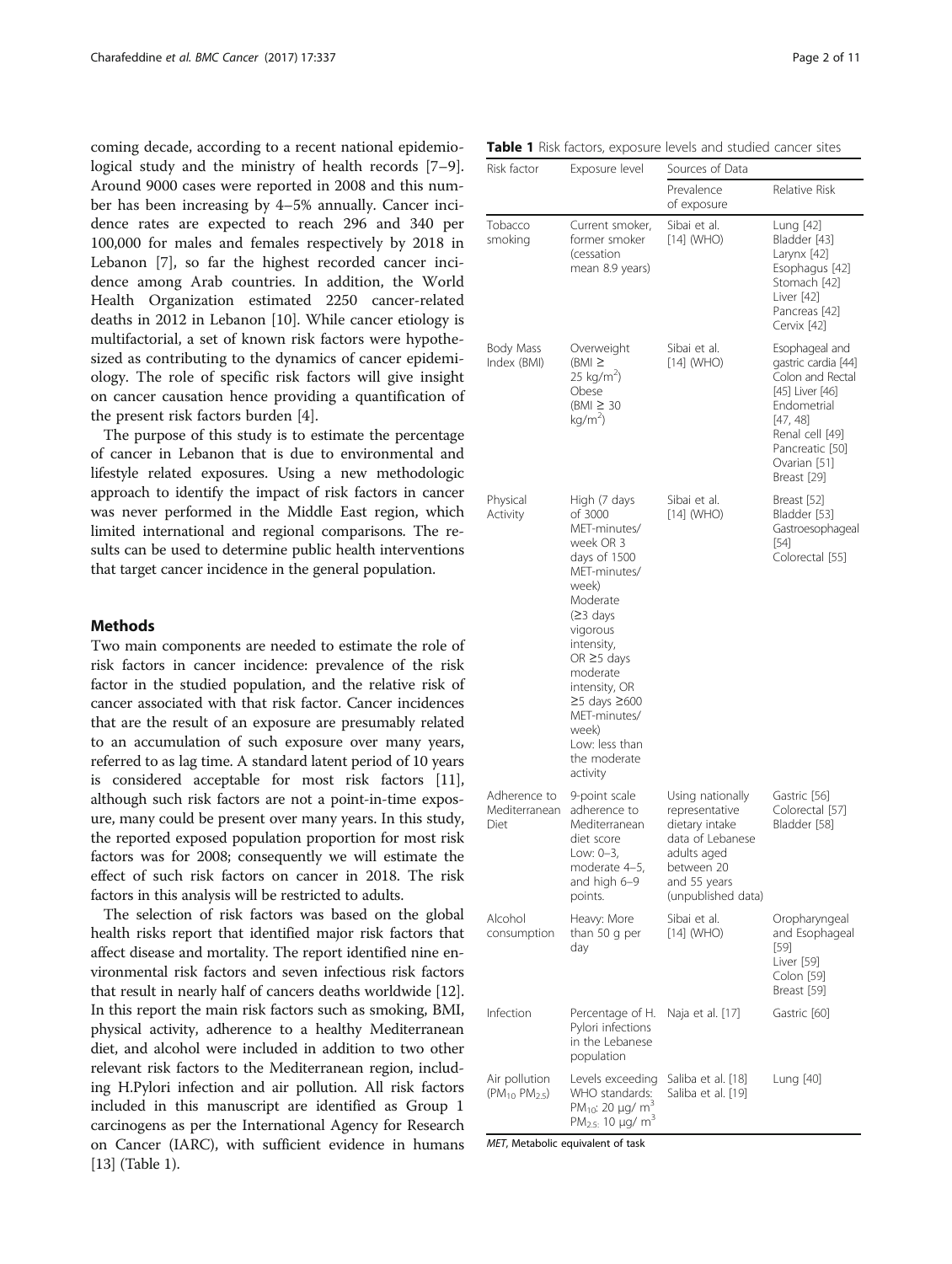coming decade, according to a recent national epidemiological study and the ministry of health records [7–9]. Around 9000 cases were reported in 2008 and this number has been increasing by 4–5% annually. Cancer incidence rates are expected to reach 296 and 340 per 100,000 for males and females respectively by 2018 in Lebanon [7], so far the highest recorded cancer incidence among Arab countries. In addition, the World Health Organization estimated 2250 cancer-related deaths in 2012 in Lebanon [10]. While cancer etiology is multifactorial, a set of known risk factors were hypothesized as contributing to the dynamics of cancer epidemiology. The role of specific risk factors will give insight on cancer causation hence providing a quantification of the present risk factors burden [4].

The purpose of this study is to estimate the percentage of cancer in Lebanon that is due to environmental and lifestyle related exposures. Using a new methodologic approach to identify the impact of risk factors in cancer was never performed in the Middle East region, which limited international and regional comparisons. The results can be used to determine public health interventions that target cancer incidence in the general population.

## Methods

Two main components are needed to estimate the role of risk factors in cancer incidence: prevalence of the risk factor in the studied population, and the relative risk of cancer associated with that risk factor. Cancer incidences that are the result of an exposure are presumably related to an accumulation of such exposure over many years, referred to as lag time. A standard latent period of 10 years is considered acceptable for most risk factors [11], although such risk factors are not a point-in-time exposure, many could be present over many years. In this study, the reported exposed population proportion for most risk factors was for 2008; consequently we will estimate the effect of such risk factors on cancer in 2018. The risk factors in this analysis will be restricted to adults.

The selection of risk factors was based on the global health risks report that identified major risk factors that affect disease and mortality. The report identified nine environmental risk factors and seven infectious risk factors that result in nearly half of cancers deaths worldwide [12]. In this report the main risk factors such as smoking, BMI, physical activity, adherence to a healthy Mediterranean diet, and alcohol were included in addition to two other relevant risk factors to the Mediterranean region, including H.Pylori infection and air pollution. All risk factors included in this manuscript are identified as Group 1 carcinogens as per the International Agency for Research on Cancer (IARC), with sufficient evidence in humans [13] (Table 1).

**Table 1** Risk factors, exposure levels and studied cancer sites

| Risk factor | Exposure level | Sources of Data | |
|---|---|---|---|
| | | Prevalence of exposure | Relative Risk |
| Tobacco smoking | Current smoker, former smoker (cessation mean 8.9 years) | Sibai et al. [14] (WHO) | Lung [42]<br>Bladder [43]<br>Larynx [42]<br>Esophagus [42]<br>Stomach [42]<br>Liver [42]<br>Pancreas [42]<br>Cervix [42] |
| Body Mass Index (BMI) | Overweight (BMI ≥ 25 kg/m$^2$)<br>Obese (BMI ≥ 30 kg/m$^2$) | Sibai et al. [14] (WHO) | Esophageal and gastric cardia [44]<br>Colon and Rectal [45] Liver [46]<br>Endometrial [47, 48]<br>Renal cell [49]<br>Pancreatic [50]<br>Ovarian [51]<br>Breast [29] |
| Physical Activity | High (7 days of 3000 MET-minutes/week OR 3 days of 1500 MET-minutes/week)<br>Moderate (≥3 days vigorous intensity, OR ≥5 days moderate intensity, OR ≥5 days ≥600 MET-minutes/week)<br>Low: less than the moderate activity | Sibai et al. [14] (WHO) | Breast [52]<br>Bladder [53]<br>Gastroesophageal [54]<br>Colorectal [55] |
| Adherence to Mediterranean Diet | 9-point scale adherence to Mediterranean diet score<br>Low: 0–3, moderate 4–5, and high 6–9 points. | Using nationally representative dietary intake data of Lebanese adults aged between 20 and 55 years (unpublished data) | Gastric [56]<br>Colorectal [57]<br>Bladder [58] |
| Alcohol consumption | Heavy: More than 50 g per day | Sibai et al. [14] (WHO) | Oropharyngeal and Esophageal [59]<br>Liver [59]<br>Colon [59]<br>Breast [59] |
| Infection | Percentage of H. Pylori infections in the Lebanese population | Naja et al. [17] | Gastric [60] |
| Air pollution ($PM_{10}$ $PM_{2.5}$) | Levels exceeding WHO standards: $PM_{10}$: 20 μg/ m$^3$<br>$PM_{2.5}$: 10 μg/ m$^3$ | Saliba et al. [18]<br>Saliba et al. [19] | Lung [40] |

*MET*, Metabolic equivalent of task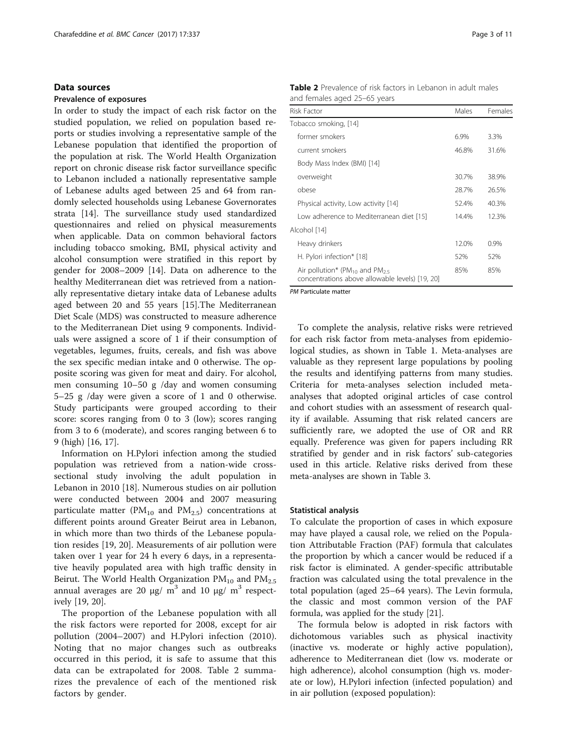## Data sources

### Prevalence of exposures

In order to study the impact of each risk factor on the studied population, we relied on population based reports or studies involving a representative sample of the Lebanese population that identified the proportion of the population at risk. The World Health Organization report on chronic disease risk factor surveillance specific to Lebanon included a nationally representative sample of Lebanese adults aged between 25 and 64 from randomly selected households using Lebanese Governorates strata [14]. The surveillance study used standardized questionnaires and relied on physical measurements when applicable. Data on common behavioral factors including tobacco smoking, BMI, physical activity and alcohol consumption were stratified in this report by gender for 2008–2009 [14]. Data on adherence to the healthy Mediterranean diet was retrieved from a nationally representative dietary intake data of Lebanese adults aged between 20 and 55 years [15].The Mediterranean Diet Scale (MDS) was constructed to measure adherence to the Mediterranean Diet using 9 components. Individuals were assigned a score of 1 if their consumption of vegetables, legumes, fruits, cereals, and fish was above the sex specific median intake and 0 otherwise. The opposite scoring was given for meat and dairy. For alcohol, men consuming 10–50 g /day and women consuming 5–25 g /day were given a score of 1 and 0 otherwise. Study participants were grouped according to their score: scores ranging from 0 to 3 (low); scores ranging from 3 to 6 (moderate), and scores ranging between 6 to 9 (high) [16, 17].

Information on H.Pylori infection among the studied population was retrieved from a nation-wide cross-sectional study involving the adult population in Lebanon in 2010 [18]. Numerous studies on air pollution were conducted between 2004 and 2007 measuring particulate matter ($PM_{10}$ and $PM_{2.5}$) concentrations at different points around Greater Beirut area in Lebanon, in which more than two thirds of the Lebanese population resides [19, 20]. Measurements of air pollution were taken over 1 year for 24 h every 6 days, in a representative heavily populated area with high traffic density in Beirut. The World Health Organization $PM_{10}$ and $PM_{2.5}$ annual averages are 20 μg/ $m^3$ and 10 μg/ $m^3$ respectively [19, 20].

The proportion of the Lebanese population with all the risk factors were reported for 2008, except for air pollution (2004–2007) and H.Pylori infection (2010). Noting that no major changes such as outbreaks occurred in this period, it is safe to assume that this data can be extrapolated for 2008. Table 2 summarizes the prevalence of each of the mentioned risk factors by gender.

**Table 2** Prevalence of risk factors in Lebanon in adult males and females aged 25–65 years

| Risk Factor | Males | Females |
|---|---|---|
| Tobacco smoking, [14] | | |
| former smokers | 6.9% | 3.3% |
| current smokers | 46.8% | 31.6% |
| Body Mass Index (BMI) [14] | | |
| overweight | 30.7% | 38.9% |
| obese | 28.7% | 26.5% |
| Physical activity, Low activity [14] | 52.4% | 40.3% |
| Low adherence to Mediterranean diet [15] | 14.4% | 12.3% |
| Alcohol [14] | | |
| Heavy drinkers | 12.0% | 0.9% |
| H. Pylori infection* [18] | 52% | 52% |
| Air pollution* ($PM_{10}$ and $PM_{2.5}$ concentrations above allowable levels) [19, 20] | 85% | 85% |

*PM* Particulate matter

To complete the analysis, relative risks were retrieved for each risk factor from meta-analyses from epidemiological studies, as shown in Table 1. Meta-analyses are valuable as they represent large populations by pooling the results and identifying patterns from many studies. Criteria for meta-analyses selection included meta-analyses that adopted original articles of case control and cohort studies with an assessment of research quality if available. Assuming that risk related cancers are sufficiently rare, we adopted the use of OR and RR equally. Preference was given for papers including RR stratified by gender and in risk factors' sub-categories used in this article. Relative risks derived from these meta-analyses are shown in Table 3.

### Statistical analysis

To calculate the proportion of cases in which exposure may have played a causal role, we relied on the Population Attributable Fraction (PAF) formula that calculates the proportion by which a cancer would be reduced if a risk factor is eliminated. A gender-specific attributable fraction was calculated using the total prevalence in the total population (aged 25–64 years). The Levin formula, the classic and most common version of the PAF formula, was applied for the study [21].

The formula below is adopted in risk factors with dichotomous variables such as physical inactivity (inactive vs. moderate or highly active population), adherence to Mediterranean diet (low vs. moderate or high adherence), alcohol consumption (high vs. moderate or low), H.Pylori infection (infected population) and in air pollution (exposed population):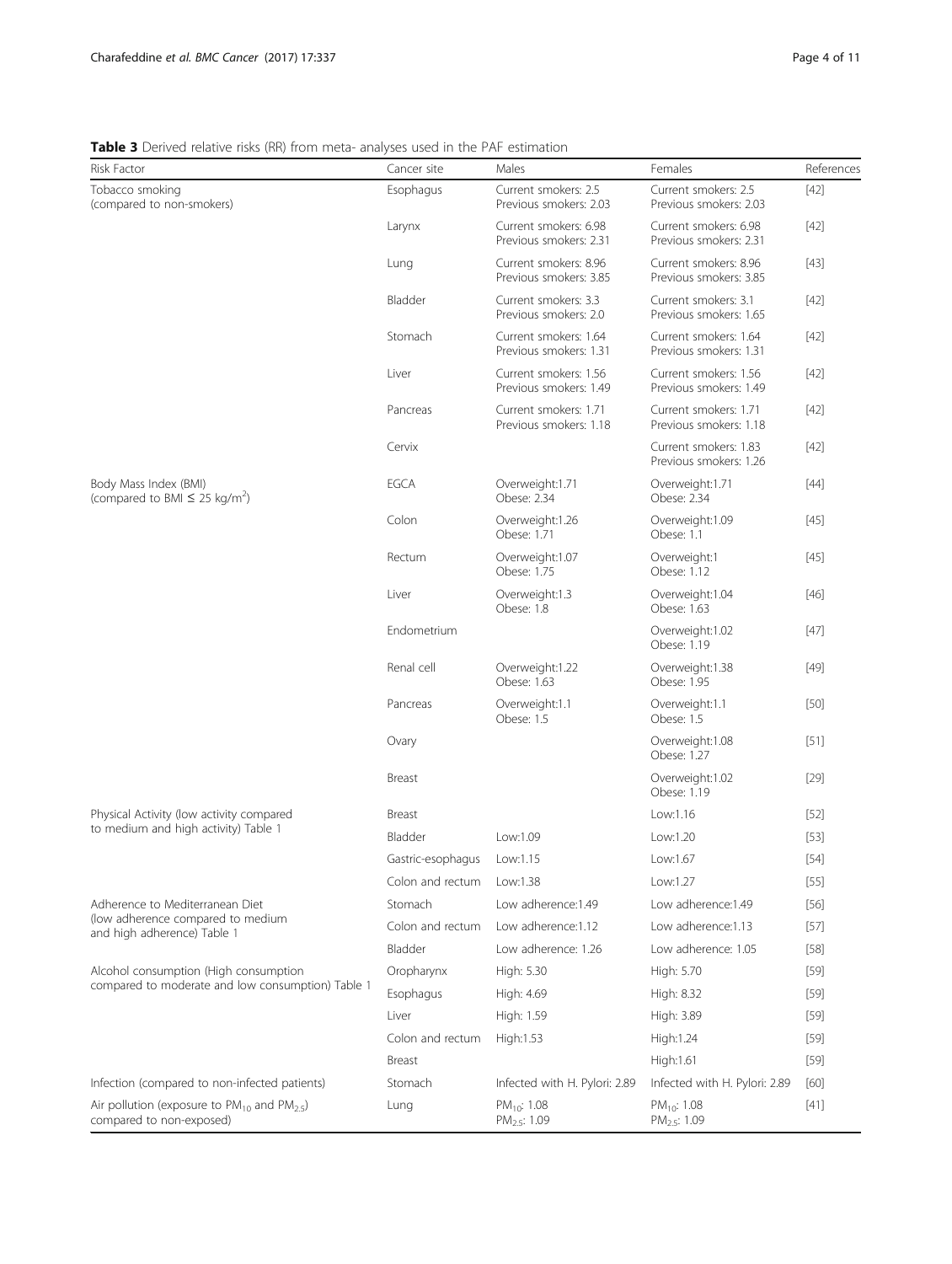**Table 3** Derived relative risks (RR) from meta- analyses used in the PAF estimation

| Risk Factor | Cancer site | Males | Females | References |
|---|---|---|---|---|
| Tobacco smoking (compared to non-smokers) | Esophagus | Current smokers: 2.5<br>Previous smokers: 2.03 | Current smokers: 2.5<br>Previous smokers: 2.03 | [42] |
| | Larynx | Current smokers: 6.98<br>Previous smokers: 2.31 | Current smokers: 6.98<br>Previous smokers: 2.31 | [42] |
| | Lung | Current smokers: 8.96<br>Previous smokers: 3.85 | Current smokers: 8.96<br>Previous smokers: 3.85 | [43] |
| | Bladder | Current smokers: 3.3<br>Previous smokers: 2.0 | Current smokers: 3.1<br>Previous smokers: 1.65 | [42] |
| | Stomach | Current smokers: 1.64<br>Previous smokers: 1.31 | Current smokers: 1.64<br>Previous smokers: 1.31 | [42] |
| | Liver | Current smokers: 1.56<br>Previous smokers: 1.49 | Current smokers: 1.56<br>Previous smokers: 1.49 | [42] |
| | Pancreas | Current smokers: 1.71<br>Previous smokers: 1.18 | Current smokers: 1.71<br>Previous smokers: 1.18 | [42] |
| | Cervix | | Current smokers: 1.83<br>Previous smokers: 1.26 | [42] |
| Body Mass Index (BMI) (compared to BMI ≤ 25 kg/m$^2$) | EGCA | Overweight:1.71<br>Obese: 2.34 | Overweight:1.71<br>Obese: 2.34 | [44] |
| | Colon | Overweight:1.26<br>Obese: 1.71 | Overweight:1.09<br>Obese: 1.1 | [45] |
| | Rectum | Overweight:1.07<br>Obese: 1.75 | Overweight:1<br>Obese: 1.12 | [45] |
| | Liver | Overweight:1.3<br>Obese: 1.8 | Overweight:1.04<br>Obese: 1.63 | [46] |
| | Endometrium | | Overweight:1.02<br>Obese: 1.19 | [47] |
| | Renal cell | Overweight:1.22<br>Obese: 1.63 | Overweight:1.38<br>Obese: 1.95 | [49] |
| | Pancreas | Overweight:1.1<br>Obese: 1.5 | Overweight:1.1<br>Obese: 1.5 | [50] |
| | Ovary | | Overweight:1.08<br>Obese: 1.27 | [51] |
| | Breast | | Overweight:1.02<br>Obese: 1.19 | [29] |
| Physical Activity (low activity compared to medium and high activity) Table 1 | Breast | | Low:1.16 | [52] |
| | Bladder | Low:1.09 | Low:1.20 | [53] |
| | Gastric-esophagus | Low:1.15 | Low:1.67 | [54] |
| | Colon and rectum | Low:1.38 | Low:1.27 | [55] |
| Adherence to Mediterranean Diet (low adherence compared to medium and high adherence) Table 1 | Stomach | Low adherence:1.49 | Low adherence:1.49 | [56] |
| | Colon and rectum | Low adherence:1.12 | Low adherence:1.13 | [57] |
| | Bladder | Low adherence: 1.26 | Low adherence: 1.05 | [58] |
| Alcohol consumption (High consumption compared to moderate and low consumption) Table 1 | Oropharynx | High: 5.30 | High: 5.70 | [59] |
| | Esophagus | High: 4.69 | High: 8.32 | [59] |
| | Liver | High: 1.59 | High: 3.89 | [59] |
| | Colon and rectum | High:1.53 | High:1.24 | [59] |
| | Breast | | High:1.61 | [59] |
| Infection (compared to non-infected patients) | Stomach | Infected with H. Pylori: 2.89 | Infected with H. Pylori: 2.89 | [60] |
| Air pollution (exposure to $PM_{10}$ and $PM_{2.5}$) compared to non-exposed) | Lung | $PM_{10}$: 1.08<br>$PM_{2.5}$: 1.09 | $PM_{10}$: 1.08<br>$PM_{2.5}$: 1.09 | [41] |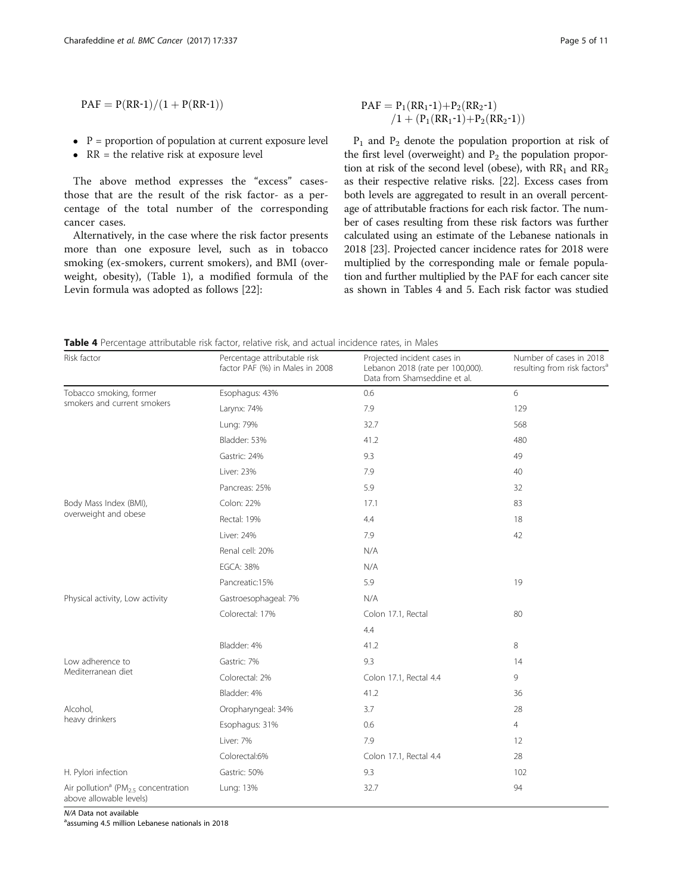$$PAF = P(RR\text{-}1)/(1 + P(RR\text{-}1))$$

- P = proportion of population at current exposure level
- RR = the relative risk at exposure level

The above method expresses the "excess" cases- those that are the result of the risk factor- as a percentage of the total number of the corresponding cancer cases.

Alternatively, in the case where the risk factor presents more than one exposure level, such as in tobacco smoking (ex-smokers, current smokers), and BMI (overweight, obesity), (Table 1), a modified formula of the Levin formula was adopted as follows [22]:

$$PAF = P_1(RR_1\text{-}1)+P_2(RR_2\text{-}1) / 1 + (P_1(RR_1\text{-}1)+P_2(RR_2\text{-}1))$$

$P_1$ and $P_2$ denote the population proportion at risk of the first level (overweight) and $P_2$ the population proportion at risk of the second level (obese), with $RR_1$ and $RR_2$ as their respective relative risks. [22]. Excess cases from both levels are aggregated to result in an overall percentage of attributable fractions for each risk factor. The number of cases resulting from these risk factors was further calculated using an estimate of the Lebanese nationals in 2018 [23]. Projected cancer incidence rates for 2018 were multiplied by the corresponding male or female population and further multiplied by the PAF for each cancer site as shown in Tables 4 and 5. Each risk factor was studied

**Table 4** Percentage attributable risk factor, relative risk, and actual incidence rates, in Males

| Risk factor | Percentage attributable risk factor PAF (%) in Males in 2008 | Projected incident cases in Lebanon 2018 (rate per 100,000). Data from Shamseddine et al. | Number of cases in 2018 resulting from risk factors[a] |
|---|---|---|---|
| Tobacco smoking, former smokers and current smokers | Esophagus: 43% | 0.6 | 6 |
| | Larynx: 74% | 7.9 | 129 |
| | Lung: 79% | 32.7 | 568 |
| | Bladder: 53% | 41.2 | 480 |
| | Gastric: 24% | 9.3 | 49 |
| | Liver: 23% | 7.9 | 40 |
| | Pancreas: 25% | 5.9 | 32 |
| Body Mass Index (BMI), overweight and obese | Colon: 22% | 17.1 | 83 |
| | Rectal: 19% | 4.4 | 18 |
| | Liver: 24% | 7.9 | 42 |
| | Renal cell: 20% | N/A | |
| | EGCA: 38% | N/A | |
| | Pancreatic:15% | 5.9 | 19 |
| Physical activity, Low activity | Gastroesophageal: 7% | N/A | |
| | Colorectal: 17% | Colon 17.1, Rectal 4.4 | 80 |
| | Bladder: 4% | 41.2 | 8 |
| Low adherence to Mediterranean diet | Gastric: 7% | 9.3 | 14 |
| | Colorectal: 2% | Colon 17.1, Rectal 4.4 | 9 |
| | Bladder: 4% | 41.2 | 36 |
| Alcohol, heavy drinkers | Oropharyngeal: 34% | 3.7 | 28 |
| | Esophagus: 31% | 0.6 | 4 |
| | Liver: 7% | 7.9 | 12 |
| | Colorectal:6% | Colon 17.1, Rectal 4.4 | 28 |
| H. Pylori infection | Gastric: 50% | 9.3 | 102 |
| Air pollution[a] ($PM_{2.5}$ concentration above allowable levels) | Lung: 13% | 32.7 | 94 |

*N/A* Data not available
[a]assuming 4.5 million Lebanese nationals in 2018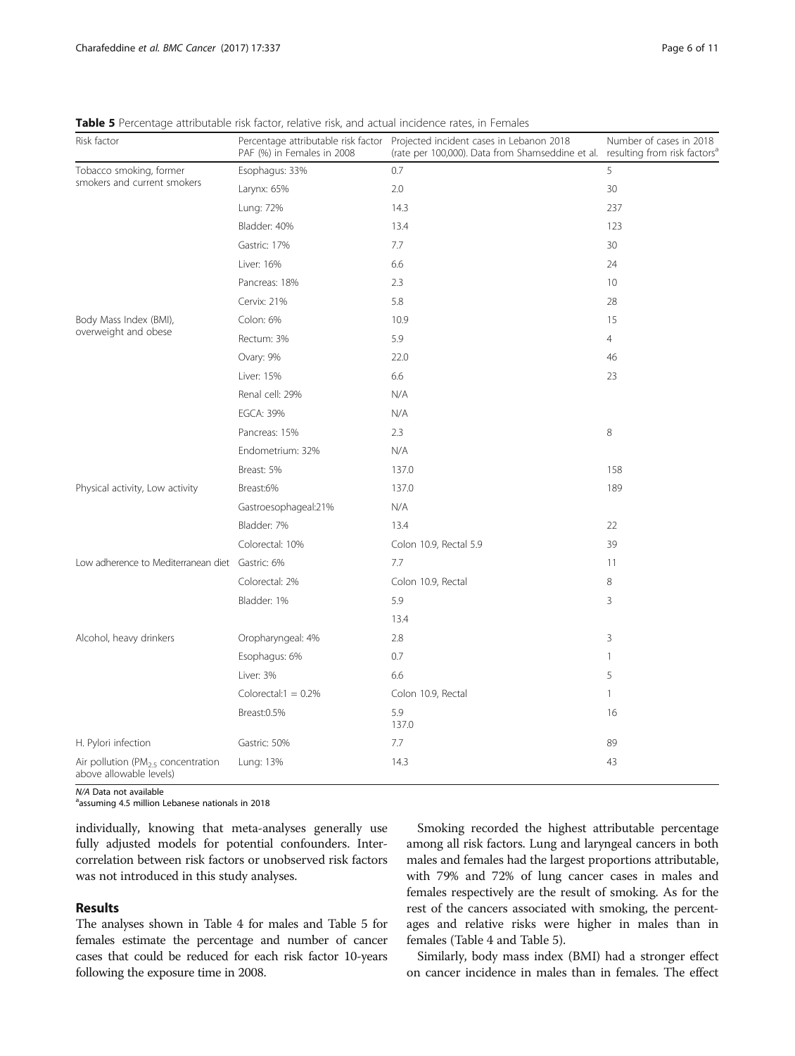**Table 5** Percentage attributable risk factor, relative risk, and actual incidence rates, in Females

| Risk factor | Percentage attributable risk factor PAF (%) in Females in 2008 | Projected incident cases in Lebanon 2018 (rate per 100,000). Data from Shamseddine et al. | Number of cases in 2018 resulting from risk factors[a] |
|---|---|---|---|
| Tobacco smoking, former smokers and current smokers | Esophagus: 33% | 0.7 | 5 |
| | Larynx: 65% | 2.0 | 30 |
| | Lung: 72% | 14.3 | 237 |
| | Bladder: 40% | 13.4 | 123 |
| | Gastric: 17% | 7.7 | 30 |
| | Liver: 16% | 6.6 | 24 |
| | Pancreas: 18% | 2.3 | 10 |
| | Cervix: 21% | 5.8 | 28 |
| Body Mass Index (BMI), overweight and obese | Colon: 6% | 10.9 | 15 |
| | Rectum: 3% | 5.9 | 4 |
| | Ovary: 9% | 22.0 | 46 |
| | Liver: 15% | 6.6 | 23 |
| | Renal cell: 29% | N/A | |
| | EGCA: 39% | N/A | |
| | Pancreas: 15% | 2.3 | 8 |
| | Endometrium: 32% | N/A | |
| | Breast: 5% | 137.0 | 158 |
| Physical activity, Low activity | Breast:6% | 137.0 | 189 |
| | Gastroesophageal:21% | N/A | |
| | Bladder: 7% | 13.4 | 22 |
| | Colorectal: 10% | Colon 10.9, Rectal 5.9 | 39 |
| Low adherence to Mediterranean diet | Gastric: 6% | 7.7 | 11 |
| | Colorectal: 2% | Colon 10.9, Rectal | 8 |
| | Bladder: 1% | 5.9 | 3 |
| | | 13.4 | |
| Alcohol, heavy drinkers | Oropharyngeal: 4% | 2.8 | 3 |
| | Esophagus: 6% | 0.7 | 1 |
| | Liver: 3% | 6.6 | 5 |
| | Colorectal:1 = 0.2% | Colon 10.9, Rectal | 1 |
| | Breast:0.5% | 5.9<br>137.0 | 16 |
| H. Pylori infection | Gastric: 50% | 7.7 | 89 |
| Air pollution ($PM_{2.5}$ concentration above allowable levels) | Lung: 13% | 14.3 | 43 |

*N/A* Data not available

[a]assuming 4.5 million Lebanese nationals in 2018

individually, knowing that meta-analyses generally use fully adjusted models for potential confounders. Intercorrelation between risk factors or unobserved risk factors was not introduced in this study analyses.

## Results

The analyses shown in Table 4 for males and Table 5 for females estimate the percentage and number of cancer cases that could be reduced for each risk factor 10-years following the exposure time in 2008.

Smoking recorded the highest attributable percentage among all risk factors. Lung and laryngeal cancers in both males and females had the largest proportions attributable, with 79% and 72% of lung cancer cases in males and females respectively are the result of smoking. As for the rest of the cancers associated with smoking, the percentages and relative risks were higher in males than in females (Table 4 and Table 5).

Similarly, body mass index (BMI) had a stronger effect on cancer incidence in males than in females. The effect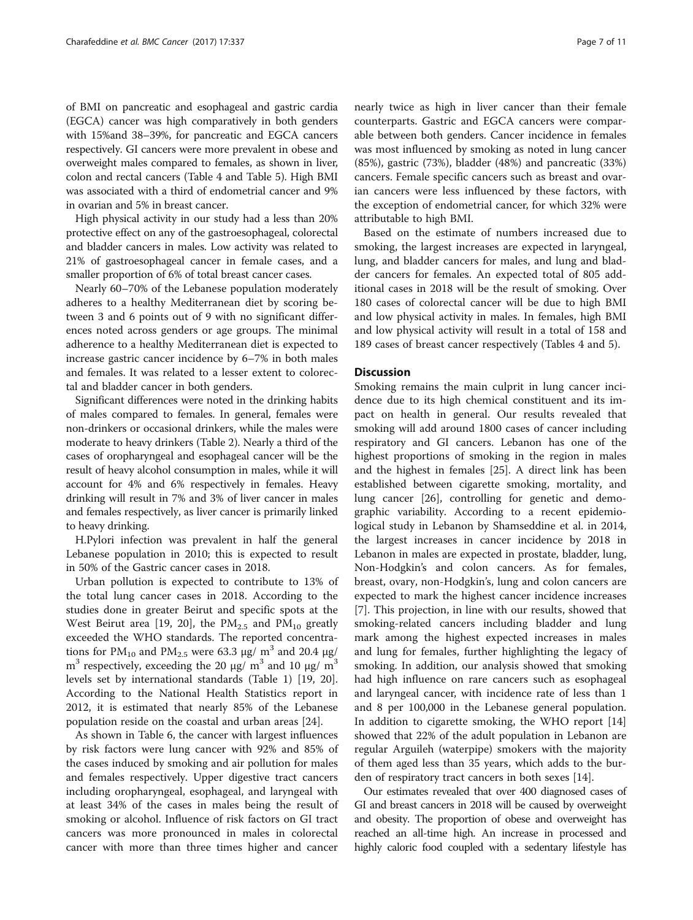of BMI on pancreatic and esophageal and gastric cardia (EGCA) cancer was high comparatively in both genders with 15%and 38–39%, for pancreatic and EGCA cancers respectively. GI cancers were more prevalent in obese and overweight males compared to females, as shown in liver, colon and rectal cancers (Table 4 and Table 5). High BMI was associated with a third of endometrial cancer and 9% in ovarian and 5% in breast cancer.

High physical activity in our study had a less than 20% protective effect on any of the gastroesophageal, colorectal and bladder cancers in males. Low activity was related to 21% of gastroesophageal cancer in female cases, and a smaller proportion of 6% of total breast cancer cases.

Nearly 60–70% of the Lebanese population moderately adheres to a healthy Mediterranean diet by scoring between 3 and 6 points out of 9 with no significant differences noted across genders or age groups. The minimal adherence to a healthy Mediterranean diet is expected to increase gastric cancer incidence by 6–7% in both males and females. It was related to a lesser extent to colorectal and bladder cancer in both genders.

Significant differences were noted in the drinking habits of males compared to females. In general, females were non-drinkers or occasional drinkers, while the males were moderate to heavy drinkers (Table 2). Nearly a third of the cases of oropharyngeal and esophageal cancer will be the result of heavy alcohol consumption in males, while it will account for 4% and 6% respectively in females. Heavy drinking will result in 7% and 3% of liver cancer in males and females respectively, as liver cancer is primarily linked to heavy drinking.

H.Pylori infection was prevalent in half the general Lebanese population in 2010; this is expected to result in 50% of the Gastric cancer cases in 2018.

Urban pollution is expected to contribute to 13% of the total lung cancer cases in 2018. According to the studies done in greater Beirut and specific spots at the West Beirut area [19, 20], the $PM_{2.5}$ and $PM_{10}$ greatly exceeded the WHO standards. The reported concentrations for $PM_{10}$ and $PM_{2.5}$ were 63.3 μg/ $m^3$ and 20.4 μg/ $m^3$ respectively, exceeding the 20 μg/ $m^3$ and 10 μg/ $m^3$ levels set by international standards (Table 1) [19, 20]. According to the National Health Statistics report in 2012, it is estimated that nearly 85% of the Lebanese population reside on the coastal and urban areas [24].

As shown in Table 6, the cancer with largest influences by risk factors were lung cancer with 92% and 85% of the cases induced by smoking and air pollution for males and females respectively. Upper digestive tract cancers including oropharyngeal, esophageal, and laryngeal with at least 34% of the cases in males being the result of smoking or alcohol. Influence of risk factors on GI tract cancers was more pronounced in males in colorectal cancer with more than three times higher and cancer nearly twice as high in liver cancer than their female counterparts. Gastric and EGCA cancers were comparable between both genders. Cancer incidence in females was most influenced by smoking as noted in lung cancer (85%), gastric (73%), bladder (48%) and pancreatic (33%) cancers. Female specific cancers such as breast and ovarian cancers were less influenced by these factors, with the exception of endometrial cancer, for which 32% were attributable to high BMI.

Based on the estimate of numbers increased due to smoking, the largest increases are expected in laryngeal, lung, and bladder cancers for males, and lung and bladder cancers for females. An expected total of 805 additional cases in 2018 will be the result of smoking. Over 180 cases of colorectal cancer will be due to high BMI and low physical activity in males. In females, high BMI and low physical activity will result in a total of 158 and 189 cases of breast cancer respectively (Tables 4 and 5).

## Discussion

Smoking remains the main culprit in lung cancer incidence due to its high chemical constituent and its impact on health in general. Our results revealed that smoking will add around 1800 cases of cancer including respiratory and GI cancers. Lebanon has one of the highest proportions of smoking in the region in males and the highest in females [25]. A direct link has been established between cigarette smoking, mortality, and lung cancer [26], controlling for genetic and demographic variability. According to a recent epidemiological study in Lebanon by Shamseddine et al. in 2014, the largest increases in cancer incidence by 2018 in Lebanon in males are expected in prostate, bladder, lung, Non-Hodgkin's and colon cancers. As for females, breast, ovary, non-Hodgkin's, lung and colon cancers are expected to mark the highest cancer incidence increases [7]. This projection, in line with our results, showed that smoking-related cancers including bladder and lung mark among the highest expected increases in males and lung for females, further highlighting the legacy of smoking. In addition, our analysis showed that smoking had high influence on rare cancers such as esophageal and laryngeal cancer, with incidence rate of less than 1 and 8 per 100,000 in the Lebanese general population. In addition to cigarette smoking, the WHO report [14] showed that 22% of the adult population in Lebanon are regular Arguileh (waterpipe) smokers with the majority of them aged less than 35 years, which adds to the burden of respiratory tract cancers in both sexes [14].

Our estimates revealed that over 400 diagnosed cases of GI and breast cancers in 2018 will be caused by overweight and obesity. The proportion of obese and overweight has reached an all-time high. An increase in processed and highly caloric food coupled with a sedentary lifestyle has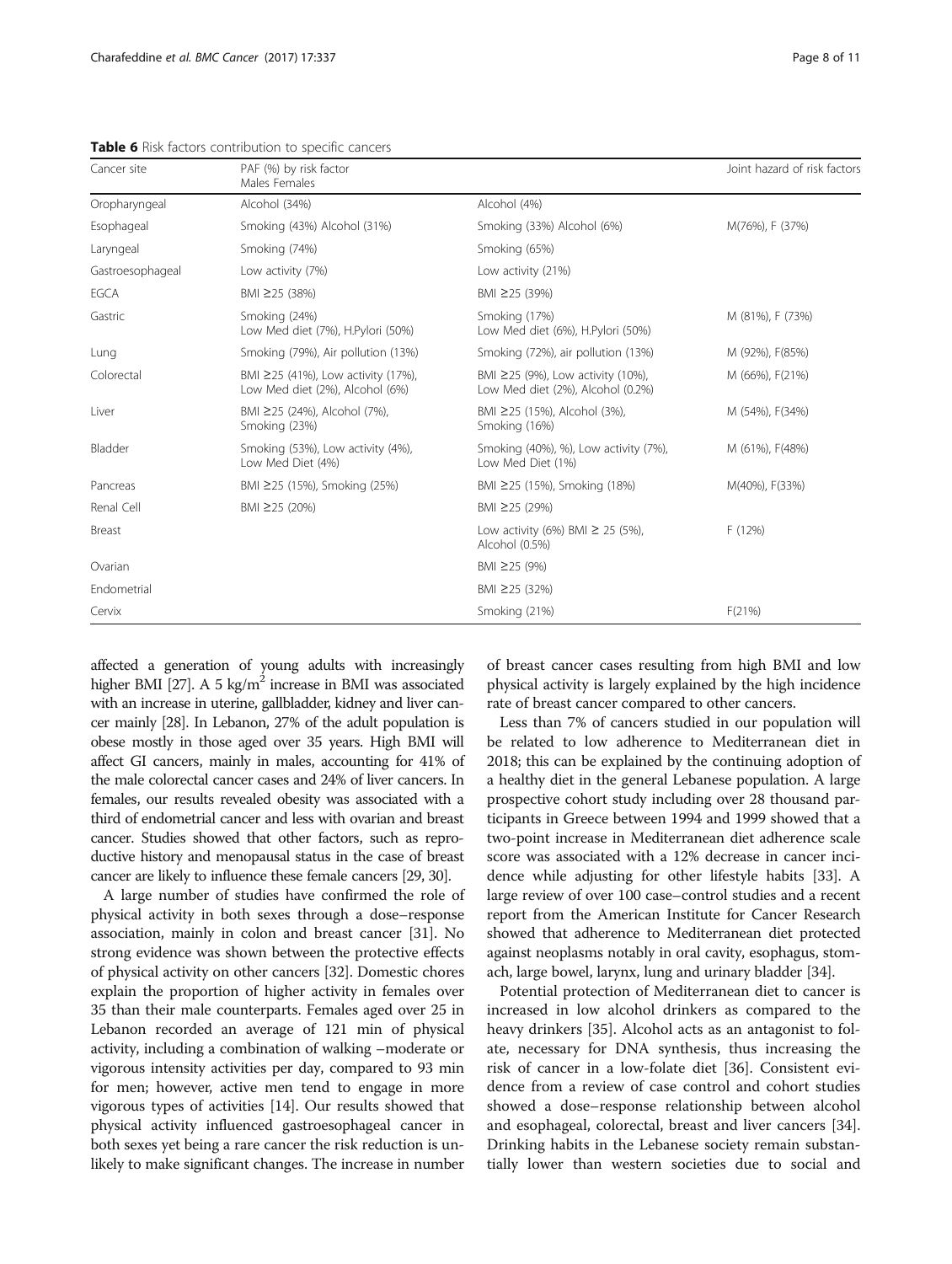**Table 6** Risk factors contribution to specific cancers

| Cancer site | PAF (%) by risk factor Males | Females | Joint hazard of risk factors |
| --- | --- | --- | --- |
| Oropharyngeal | Alcohol (34%) | Alcohol (4%) | |
| Esophageal | Smoking (43%) Alcohol (31%) | Smoking (33%) Alcohol (6%) | M(76%), F (37%) |
| Laryngeal | Smoking (74%) | Smoking (65%) | |
| Gastroesophageal | Low activity (7%) | Low activity (21%) | |
| EGCA | BMI ≥25 (38%) | BMI ≥25 (39%) | |
| Gastric | Smoking (24%) Low Med diet (7%), H.Pylori (50%) | Smoking (17%) Low Med diet (6%), H.Pylori (50%) | M (81%), F (73%) |
| Lung | Smoking (79%), Air pollution (13%) | Smoking (72%), air pollution (13%) | M (92%), F(85%) |
| Colorectal | BMI ≥25 (41%), Low activity (17%), Low Med diet (2%), Alcohol (6%) | BMI ≥25 (9%), Low activity (10%), Low Med diet (2%), Alcohol (0.2%) | M (66%), F(21%) |
| Liver | BMI ≥25 (24%), Alcohol (7%), Smoking (23%) | BMI ≥25 (15%), Alcohol (3%), Smoking (16%) | M (54%), F(34%) |
| Bladder | Smoking (53%), Low activity (4%), Low Med Diet (4%) | Smoking (40%), %), Low activity (7%), Low Med Diet (1%) | M (61%), F(48%) |
| Pancreas | BMI ≥25 (15%), Smoking (25%) | BMI ≥25 (15%), Smoking (18%) | M(40%), F(33%) |
| Renal Cell | BMI ≥25 (20%) | BMI ≥25 (29%) | |
| Breast | | Low activity (6%) BMI ≥ 25 (5%), Alcohol (0.5%) | F (12%) |
| Ovarian | | BMI ≥25 (9%) | |
| Endometrial | | BMI ≥25 (32%) | |
| Cervix | | Smoking (21%) | F(21%) |

affected a generation of young adults with increasingly higher BMI [27]. A 5 kg/m$^2$ increase in BMI was associated with an increase in uterine, gallbladder, kidney and liver cancer mainly [28]. In Lebanon, 27% of the adult population is obese mostly in those aged over 35 years. High BMI will affect GI cancers, mainly in males, accounting for 41% of the male colorectal cancer cases and 24% of liver cancers. In females, our results revealed obesity was associated with a third of endometrial cancer and less with ovarian and breast cancer. Studies showed that other factors, such as reproductive history and menopausal status in the case of breast cancer are likely to influence these female cancers [29, 30].

A large number of studies have confirmed the role of physical activity in both sexes through a dose–response association, mainly in colon and breast cancer [31]. No strong evidence was shown between the protective effects of physical activity on other cancers [32]. Domestic chores explain the proportion of higher activity in females over 35 than their male counterparts. Females aged over 25 in Lebanon recorded an average of 121 min of physical activity, including a combination of walking –moderate or vigorous intensity activities per day, compared to 93 min for men; however, active men tend to engage in more vigorous types of activities [14]. Our results showed that physical activity influenced gastroesophageal cancer in both sexes yet being a rare cancer the risk reduction is unlikely to make significant changes. The increase in number of breast cancer cases resulting from high BMI and low physical activity is largely explained by the high incidence rate of breast cancer compared to other cancers.

Less than 7% of cancers studied in our population will be related to low adherence to Mediterranean diet in 2018; this can be explained by the continuing adoption of a healthy diet in the general Lebanese population. A large prospective cohort study including over 28 thousand participants in Greece between 1994 and 1999 showed that a two-point increase in Mediterranean diet adherence scale score was associated with a 12% decrease in cancer incidence while adjusting for other lifestyle habits [33]. A large review of over 100 case–control studies and a recent report from the American Institute for Cancer Research showed that adherence to Mediterranean diet protected against neoplasms notably in oral cavity, esophagus, stomach, large bowel, larynx, lung and urinary bladder [34].

Potential protection of Mediterranean diet to cancer is increased in low alcohol drinkers as compared to the heavy drinkers [35]. Alcohol acts as an antagonist to folate, necessary for DNA synthesis, thus increasing the risk of cancer in a low-folate diet [36]. Consistent evidence from a review of case control and cohort studies showed a dose–response relationship between alcohol and esophageal, colorectal, breast and liver cancers [34]. Drinking habits in the Lebanese society remain substantially lower than western societies due to social and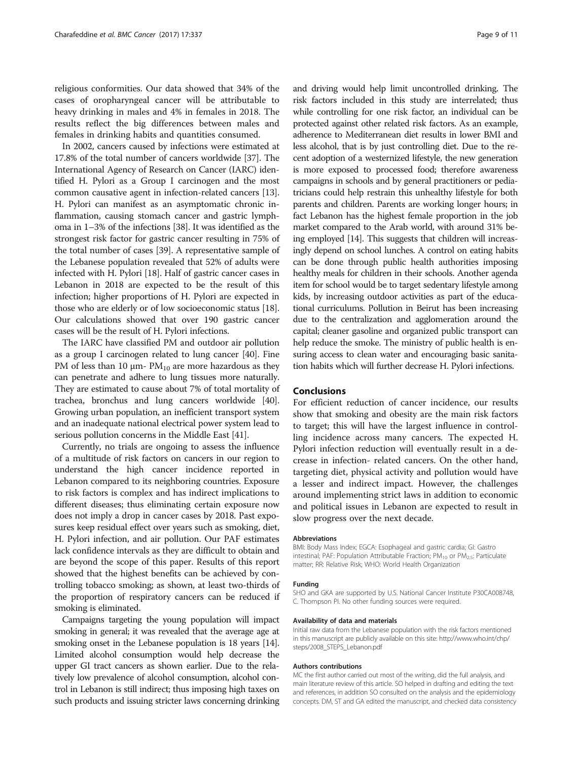religious conformities. Our data showed that 34% of the cases of oropharyngeal cancer will be attributable to heavy drinking in males and 4% in females in 2018. The results reflect the big differences between males and females in drinking habits and quantities consumed.

In 2002, cancers caused by infections were estimated at 17.8% of the total number of cancers worldwide [37]. The International Agency of Research on Cancer (IARC) identified H. Pylori as a Group I carcinogen and the most common causative agent in infection-related cancers [13]. H. Pylori can manifest as an asymptomatic chronic inflammation, causing stomach cancer and gastric lymphoma in 1–3% of the infections [38]. It was identified as the strongest risk factor for gastric cancer resulting in 75% of the total number of cases [39]. A representative sample of the Lebanese population revealed that 52% of adults were infected with H. Pylori [18]. Half of gastric cancer cases in Lebanon in 2018 are expected to be the result of this infection; higher proportions of H. Pylori are expected in those who are elderly or of low socioeconomic status [18]. Our calculations showed that over 190 gastric cancer cases will be the result of H. Pylori infections.

The IARC have classified PM and outdoor air pollution as a group I carcinogen related to lung cancer [40]. Fine PM of less than 10 μm- $PM_{10}$ are more hazardous as they can penetrate and adhere to lung tissues more naturally. They are estimated to cause about 7% of total mortality of trachea, bronchus and lung cancers worldwide [40]. Growing urban population, an inefficient transport system and an inadequate national electrical power system lead to serious pollution concerns in the Middle East [41].

Currently, no trials are ongoing to assess the influence of a multitude of risk factors on cancers in our region to understand the high cancer incidence reported in Lebanon compared to its neighboring countries. Exposure to risk factors is complex and has indirect implications to different diseases; thus eliminating certain exposure now does not imply a drop in cancer cases by 2018. Past exposures keep residual effect over years such as smoking, diet, H. Pylori infection, and air pollution. Our PAF estimates lack confidence intervals as they are difficult to obtain and are beyond the scope of this paper. Results of this report showed that the highest benefits can be achieved by controlling tobacco smoking; as shown, at least two-thirds of the proportion of respiratory cancers can be reduced if smoking is eliminated.

Campaigns targeting the young population will impact smoking in general; it was revealed that the average age at smoking onset in the Lebanese population is 18 years [14]. Limited alcohol consumption would help decrease the upper GI tract cancers as shown earlier. Due to the relatively low prevalence of alcohol consumption, alcohol control in Lebanon is still indirect; thus imposing high taxes on such products and issuing stricter laws concerning drinking and driving would help limit uncontrolled drinking. The risk factors included in this study are interrelated; thus while controlling for one risk factor, an individual can be protected against other related risk factors. As an example, adherence to Mediterranean diet results in lower BMI and less alcohol, that is by just controlling diet. Due to the recent adoption of a westernized lifestyle, the new generation is more exposed to processed food; therefore awareness campaigns in schools and by general practitioners or pediatricians could help restrain this unhealthy lifestyle for both parents and children. Parents are working longer hours; in fact Lebanon has the highest female proportion in the job market compared to the Arab world, with around 31% being employed [14]. This suggests that children will increasingly depend on school lunches. A control on eating habits can be done through public health authorities imposing healthy meals for children in their schools. Another agenda item for school would be to target sedentary lifestyle among kids, by increasing outdoor activities as part of the educational curriculums. Pollution in Beirut has been increasing due to the centralization and agglomeration around the capital; cleaner gasoline and organized public transport can help reduce the smoke. The ministry of public health is ensuring access to clean water and encouraging basic sanitation habits which will further decrease H. Pylori infections.

## Conclusions

For efficient reduction of cancer incidence, our results show that smoking and obesity are the main risk factors to target; this will have the largest influence in controlling incidence across many cancers. The expected H. Pylori infection reduction will eventually result in a decrease in infection- related cancers. On the other hand, targeting diet, physical activity and pollution would have a lesser and indirect impact. However, the challenges around implementing strict laws in addition to economic and political issues in Lebanon are expected to result in slow progress over the next decade.

#### Abbreviations

BMI: Body Mass Index; EGCA: Esophageal and gastric cardia; GI: Gastro intestinal; PAF: Population Attributable Fraction; $PM_{10}$ or $PM_{2.5}$: Particulate matter; RR: Relative Risk; WHO: World Health Organization

#### Funding

SHO and GKA are supported by U.S. National Cancer Institute P30CA008748, C. Thompson PI. No other funding sources were required.

#### Availability of data and materials

Initial raw data from the Lebanese population with the risk factors mentioned in this manuscript are publicly available on this site: http://www.who.int/chp/steps/2008_STEPS_Lebanon.pdf

#### Authors contributions

MC the first author carried out most of the writing, did the full analysis, and main literature review of this article. SO helped in drafting and editing the text and references, in addition SO consulted on the analysis and the epidemiology concepts. DM, ST and GA edited the manuscript, and checked data consistency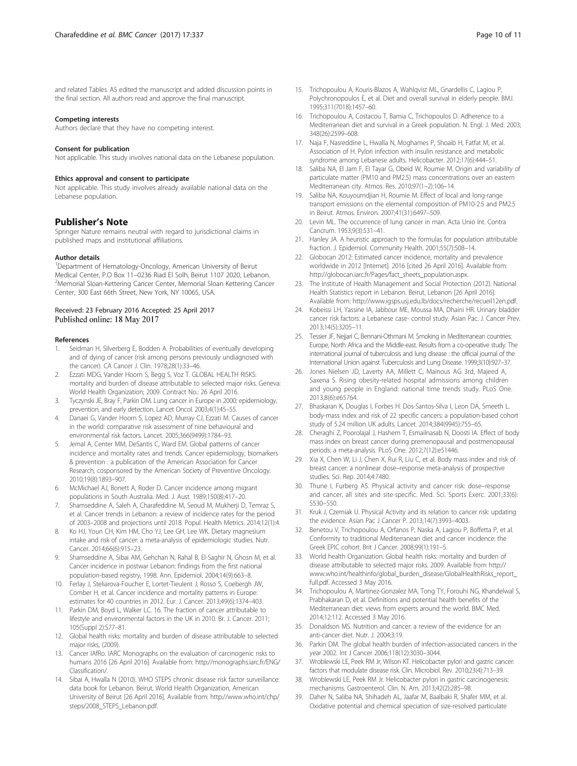and related Tables. AS edited the manuscript and added discussion points in the final section. All authors read and approve the final manuscript.

### Competing interests

Authors declare that they have no competing interest.

### Consent for publication

Not applicable. This study involves national data on the Lebanese population.

### Ethics approval and consent to participate

Not applicable. This study involves already available national data on the Lebanese population.

## Publisher's Note

Springer Nature remains neutral with regard to jurisdictional claims in published maps and institutional affiliations.

### Author details

[1]Department of Hematology-Oncology, American University of Beirut Medical Center, P.O Box 11–0236 Riad El Solh, Beirut 1107 2020, Lebanon. [2]Memorial Sloan-Kettering Cancer Center, Memorial Sloan Kettering Cancer Center, 300 East 66th Street, New York, NY 10065, USA.

Received: 23 February 2016 Accepted: 25 April 2017
Published online: 18 May 2017

### References

1. Seidman H, Silverberg E, Bodden A. Probabilities of eventually developing and of dying of cancer (risk among persons previously undiagnosed with the cancer). CA Cancer J. Clin. 1978;28(1):33–46.
2. Ezzati MDG, Vander Hoorn S, Begg S, Voz T. GLOBAL HEALTH RISKS: mortality and burden of disease attributable to selected major risks. Geneva: World Health Organization; 2009. Contract No.: 26 April 2016.
3. Tyczynski JE, Bray F, Parkin DM. Lung cancer in Europe in 2000: epidemiology, prevention, and early detection. Lancet Oncol. 2003;4(1):45–55.
4. Danaei G, Vander Hoorn S, Lopez AD, Murray CJ, Ezzati M. Causes of cancer in the world: comparative risk assessment of nine behavioural and environmental risk factors. Lancet. 2005;366(9499):1784–93.
5. Jemal A, Center MM, DeSantis C, Ward EM. Global patterns of cancer incidence and mortality rates and trends. Cancer epidemiology, biomarkers & prevention : a publication of the American Association for Cancer Research, cosponsored by the American Society of Preventive Oncology. 2010;19(8):1893–907.
6. McMichael AJ, Bonett A, Roder D. Cancer incidence among migrant populations in South Australia. Med. J. Aust. 1989;150(8):417–20.
7. Shamseddine A, Saleh A, Charafeddine M, Seoud M, Mukherji D, Temraz S, et al. Cancer trends in Lebanon: a review of incidence rates for the period of 2003–2008 and projections until 2018. Popul. Health Metrics. 2014;12(1):4.
8. Ko HJ, Youn CH, Kim HM, Cho YJ, Lee GH, Lee WK. Dietary magnesium intake and risk of cancer: a meta-analysis of epidemiologic studies. Nutr. Cancer. 2014;66(6):915–23.
9. Shamseddine A, Sibai AM, Gehchan N, Rahal B, El-Saghir N, Ghosn M, et al. Cancer incidence in postwar Lebanon: findings from the first national population-based registry, 1998. Ann. Epidemiol. 2004;14(9):663–8.
10. Ferlay J, Steliarova-Foucher E, Lortet-Tieulent J, Rosso S, Coebergh JW, Comber H, et al. Cancer incidence and mortality patterns in Europe: estimates for 40 countries in 2012. Eur. J. Cancer. 2013;49(6):1374–403.
11. Parkin DM, Boyd L, Walker LC. 16. The fraction of cancer attributable to lifestyle and environmental factors in the UK in 2010. Br. J. Cancer. 2011; 105(Suppl 2):S77–81.
12. Global health risks: mortality and burden of disease attributable to selected major risks, (2009).
13. Cancer IAfRo. IARC Monographs on the evaluation of carcinogenic risks to humans 2016 [26 April 2016]. Available from: http://monographs.iarc.fr/ENG/Classification/.
14. Sibai A, Hwalla N (2010). WHO STEPS chronic disease risk factor surveillance: data book for Lebanon. Beirut, World Health Organization, American University of Beirut [26 April 2016]. Available from: http://www.who.int/chp/steps/2008_STEPS_Lebanon.pdf.
15. Trichopoulou A, Kouris-Blazos A, Wahlqvist ML, Gnardellis C, Lagiou P, Polychronopoulos E, et al. Diet and overall survival in elderly people. BMJ. 1995;311(7018):1457–60.
16. Trichopoulou A, Costacou T, Bamia C, Trichopoulos D. Adherence to a Mediterranean diet and survival in a Greek population. N. Engl. J. Med. 2003; 348(26):2599–608.
17. Naja F, Nasreddine L, Hwalla N, Moghames P, Shoaib H, Fatfat M, et al. Association of H. Pylori infection with insulin resistance and metabolic syndrome among Lebanese adults. Helicobacter. 2012;17(6):444–51.
18. Saliba NA, El Jam F, El Tayar G, Obeid W, Roumie M. Origin and variability of particulate matter (PM10 and PM2.5) mass concentrations over an eastern Mediterranean city. Atmos. Res. 2010;97(1–2):106–14.
19. Saliba NA, Kouyoumdjian H, Roumie M. Effect of local and long-range transport emissions on the elemental composition of PM10-2.5 and PM2.5 in Beirut. Atmos. Environ. 2007;41(31):6497–509.
20. Levin ML. The occurrence of lung cancer in man. Acta Unio Int. Contra Cancrum. 1953;9(3):531–41.
21. Hanley JA. A heuristic approach to the formulas for population attributable fraction. J. Epidemiol. Community Health. 2001;55(7):508–14.
22. Globocan 2012: Estimated cancer incidence, mortality and prevalence worldwide in 2012 [Internet]. 2016 [cited 26 April 2016]. Available from: http://globocan.iarc.fr/Pages/fact_sheets_population.aspx.
23. The Institute of Health Management and Social Protection (2012). National Health Statistics report in Lebanon. Beirut, Lebanon [26 April 2016]. Available from: http://www.igsps.usj.edu.lb/docs/recherche/recueil12en.pdf.
24. Kobeissi LH, Yassine IA, Jabbour ME, Moussa MA, Dhaini HR. Urinary bladder cancer risk factors: a Lebanese case- control study. Asian Pac. J. Cancer Prev. 2013;14(5):3205–11.
25. Tessier JF, Nejjari C, Bennani-Othmani M. Smoking in Mediterranean countries: Europe, North Africa and the Middle-east. Results from a co-operative study. The international journal of tuberculosis and lung disease : the official journal of the International Union against Tuberculosis and Lung Disease. 1999;3(10):927–37.
26. Jones Nielsen JD, Laverty AA, Millett C, Mainous AG 3rd, Majeed A, Saxena S. Rising obesity-related hospital admissions among children and young people in England: national time trends study. PLoS One. 2013;8(6):e65764.
27. Bhaskaran K, Douglas I, Forbes H. Dos-Santos-Silva I, Leon DA, Smeeth L. body-mass index and risk of 22 specific cancers: a population-based cohort study of 5.24 million UK adults. Lancet. 2014;384(9945):755–65.
28. Cheraghi Z, Poorolajal J, Hashem T, Esmailnasab N, Doosti IA. Effect of body mass index on breast cancer during premenopausal and postmenopausal periods: a meta-analysis. PLoS One. 2012;7(12):e51446.
29. Xia X, Chen W, Li J, Chen X, Rui R, Liu C, et al. Body mass index and risk of breast cancer: a nonlinear dose–response meta-analysis of prospective studies. Sci. Rep. 2014;4:7480.
30. Thune I, Furberg AS. Physical activity and cancer risk: dose–response and cancer, all sites and site-specific. Med. Sci. Sports Exerc. 2001;33(6): S530–S50.
31. Kruk J, Czerniak U. Physical Activity and its relation to cancer risk: updating the evidence. Asian Pac J Cancer P. 2013;14(7):3993–4003.
32. Benetou V, Trichopoulou A, Orfanos P, Naska A, Lagiou P, Boffetta P, et al. Conformity to traditional Mediterranean diet and cancer incidence: the Greek EPIC cohort. Brit J Cancer. 2008;99(1):191–5.
33. World health Organization. Global health risks: mortality and burden of disease attributable to selected major risks. 2009. Available from http://www.who.int/healthinfo/global_burden_disease/GlobalHealthRisks_report_full.pdf. Accessed 3 May 2016.
34. Trichopoulou A, Martinez-Gonzalez MA, Tong TY, Forouhi NG, Khandelwal S, Prabhakaran D, et al. Definitions and potential health benefits of the Mediterranean diet: views from experts around the world. BMC Med. 2014;12:112. Accessed 3 May 2016.
35. Donaldson MS. Nutrition and cancer: a review of the evidence for an anti-cancer diet. Nutr. J. 2004;3:19.
36. Parkin DM. The global health burden of infection-associated cancers in the year 2002. Int J Cancer 2006;118(12):3030–3044.
37. Wroblewski LE, Peek RM Jr, Wilson KT. Helicobacter pylori and gastric cancer: factors that modulate disease risk. Clin. Microbiol. Rev. 2010;23(4):713–39.
38. Wroblewski LE, Peek RM Jr. Helicobacter pylori in gastric carcinogenesis: mechanisms. Gastroenterol. Clin. N. Am. 2013;42(2):285–98.
39. Daher N, Saliba NA, Shihadeh AL, Jaafar M, Baalbaki R, Shafer MM, et al. Oxidative potential and chemical speciation of size-resolved particulate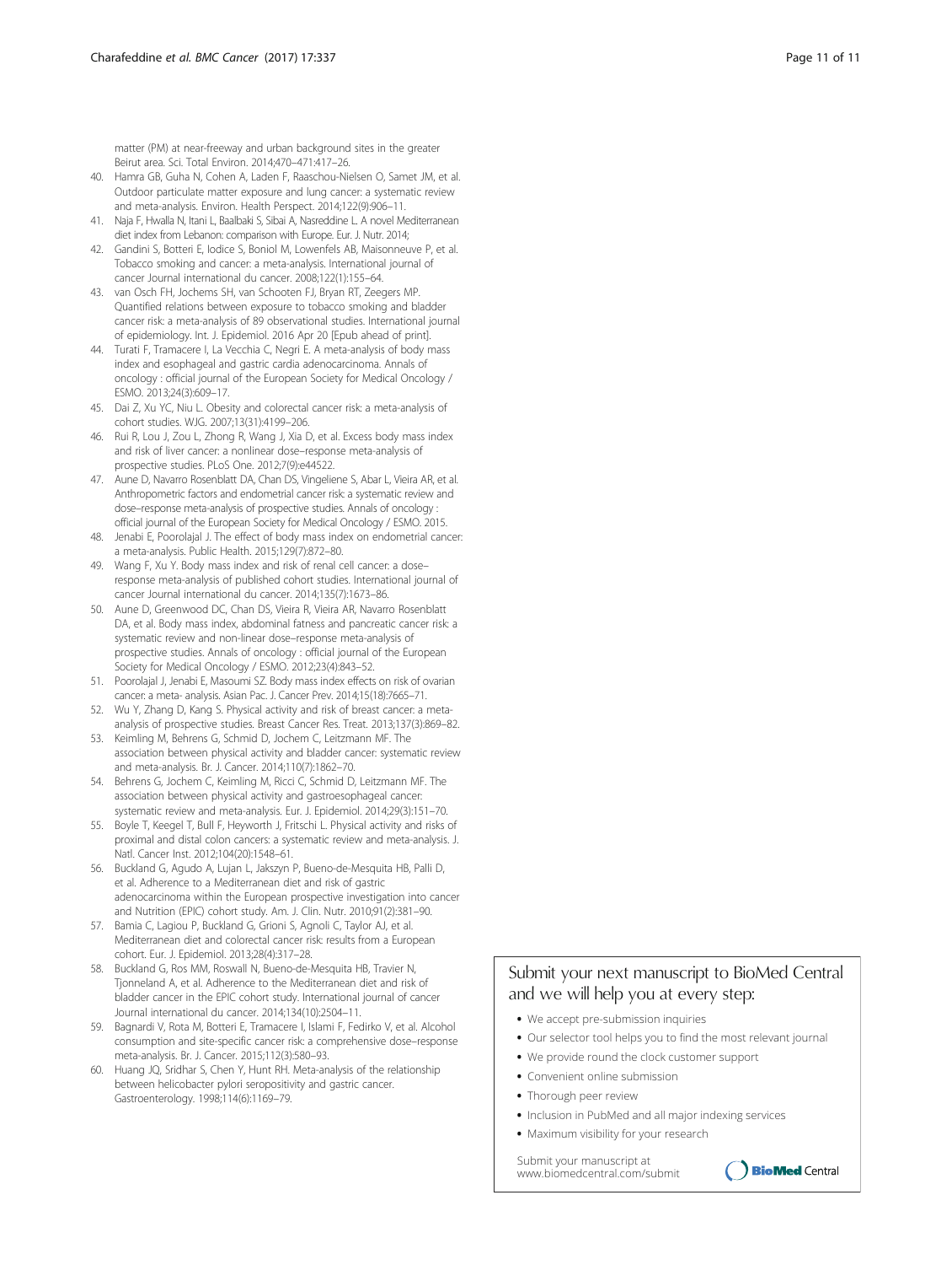matter (PM) at near-freeway and urban background sites in the greater Beirut area. Sci. Total Environ. 2014;470–471:417–26.

40. Hamra GB, Guha N, Cohen A, Laden F, Raaschou-Nielsen O, Samet JM, et al. Outdoor particulate matter exposure and lung cancer: a systematic review and meta-analysis. Environ. Health Perspect. 2014;122(9):906–11.
41. Naja F, Hwalla N, Itani L, Baalbaki S, Sibai A, Nasreddine L. A novel Mediterranean diet index from Lebanon: comparison with Europe. Eur. J. Nutr. 2014;
42. Gandini S, Botteri E, Iodice S, Boniol M, Lowenfels AB, Maisonneuve P, et al. Tobacco smoking and cancer: a meta-analysis. International journal of cancer Journal international du cancer. 2008;122(1):155–64.
43. van Osch FH, Jochems SH, van Schooten FJ, Bryan RT, Zeegers MP. Quantified relations between exposure to tobacco smoking and bladder cancer risk: a meta-analysis of 89 observational studies. International journal of epidemiology. Int. J. Epidemiol. 2016 Apr 20 [Epub ahead of print].
44. Turati F, Tramacere I, La Vecchia C, Negri E. A meta-analysis of body mass index and esophageal and gastric cardia adenocarcinoma. Annals of oncology : official journal of the European Society for Medical Oncology / ESMO. 2013;24(3):609–17.
45. Dai Z, Xu YC, Niu L. Obesity and colorectal cancer risk: a meta-analysis of cohort studies. WJG. 2007;13(31):4199–206.
46. Rui R, Lou J, Zou L, Zhong R, Wang J, Xia D, et al. Excess body mass index and risk of liver cancer: a nonlinear dose–response meta-analysis of prospective studies. PLoS One. 2012;7(9):e44522.
47. Aune D, Navarro Rosenblatt DA, Chan DS, Vingeliene S, Abar L, Vieira AR, et al. Anthropometric factors and endometrial cancer risk: a systematic review and dose–response meta-analysis of prospective studies. Annals of oncology : official journal of the European Society for Medical Oncology / ESMO. 2015.
48. Jenabi E, Poorolajal J. The effect of body mass index on endometrial cancer: a meta-analysis. Public Health. 2015;129(7):872–80.
49. Wang F, Xu Y. Body mass index and risk of renal cell cancer: a dose–response meta-analysis of published cohort studies. International journal of cancer Journal international du cancer. 2014;135(7):1673–86.
50. Aune D, Greenwood DC, Chan DS, Vieira R, Vieira AR, Navarro Rosenblatt DA, et al. Body mass index, abdominal fatness and pancreatic cancer risk: a systematic review and non-linear dose–response meta-analysis of prospective studies. Annals of oncology : official journal of the European Society for Medical Oncology / ESMO. 2012;23(4):843–52.
51. Poorolajal J, Jenabi E, Masoumi SZ. Body mass index effects on risk of ovarian cancer: a meta- analysis. Asian Pac. J. Cancer Prev. 2014;15(18):7665–71.
52. Wu Y, Zhang D, Kang S. Physical activity and risk of breast cancer: a meta-analysis of prospective studies. Breast Cancer Res. Treat. 2013;137(3):869–82.
53. Keimling M, Behrens G, Schmid D, Jochem C, Leitzmann MF. The association between physical activity and bladder cancer: systematic review and meta-analysis. Br. J. Cancer. 2014;110(7):1862–70.
54. Behrens G, Jochem C, Keimling M, Ricci C, Schmid D, Leitzmann MF. The association between physical activity and gastroesophageal cancer: systematic review and meta-analysis. Eur. J. Epidemiol. 2014;29(3):151–70.
55. Boyle T, Keegel T, Bull F, Heyworth J, Fritschi L. Physical activity and risks of proximal and distal colon cancers: a systematic review and meta-analysis. J. Natl. Cancer Inst. 2012;104(20):1548–61.
56. Buckland G, Agudo A, Lujan L, Jakszyn P, Bueno-de-Mesquita HB, Palli D, et al. Adherence to a Mediterranean diet and risk of gastric adenocarcinoma within the European prospective investigation into cancer and Nutrition (EPIC) cohort study. Am. J. Clin. Nutr. 2010;91(2):381–90.
57. Bamia C, Lagiou P, Buckland G, Grioni S, Agnoli C, Taylor AJ, et al. Mediterranean diet and colorectal cancer risk: results from a European cohort. Eur. J. Epidemiol. 2013;28(4):317–28.
58. Buckland G, Ros MM, Roswall N, Bueno-de-Mesquita HB, Travier N, Tjonneland A, et al. Adherence to the Mediterranean diet and risk of bladder cancer in the EPIC cohort study. International journal of cancer Journal international du cancer. 2014;134(10):2504–11.
59. Bagnardi V, Rota M, Botteri E, Tramacere I, Islami F, Fedirko V, et al. Alcohol consumption and site-specific cancer risk: a comprehensive dose–response meta-analysis. Br. J. Cancer. 2015;112(3):580–93.
60. Huang JQ, Sridhar S, Chen Y, Hunt RH. Meta-analysis of the relationship between helicobacter pylori seropositivity and gastric cancer. Gastroenterology. 1998;114(6):1169–79.

Submit your next manuscript to BioMed Central and we will help you at every step:

- We accept pre-submission inquiries
- Our selector tool helps you to find the most relevant journal
- We provide round the clock customer support
- Convenient online submission
- Thorough peer review
- Inclusion in PubMed and all major indexing services
- Maximum visibility for your research

Submit your manuscript at www.biomedcentral.com/submit

BioMed Central